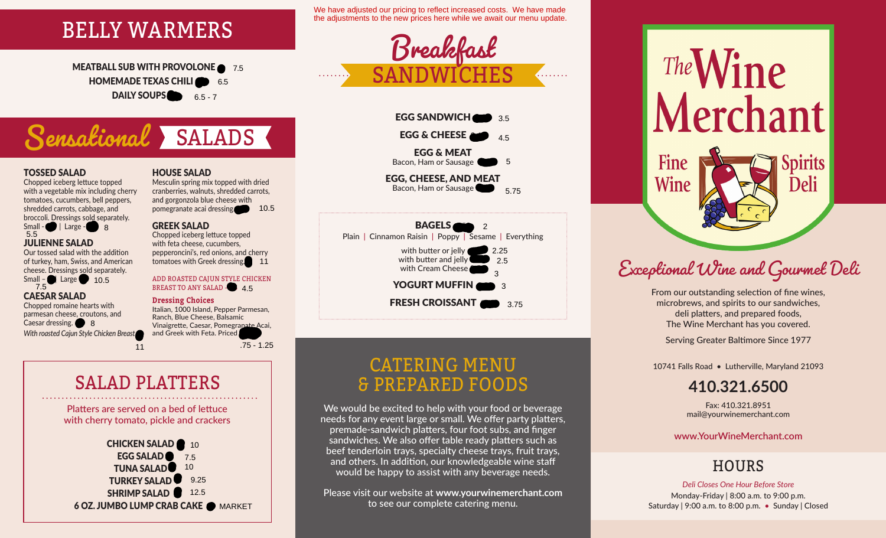## BELLY WARMERS

**MEATBALL SUB WITH PROVOLONE** 7.5
**HOMEMADE TEXAS CHILI** 6.5
**DAILY SOUPS** 6.5 - 7

## Sensational SALADS

### TOSSED SALAD

Chopped iceberg lettuce topped with a vegetable mix including cherry tomatoes, cucumbers, bell peppers, shredded carrots, cabbage, and broccoli. Dressings sold separately.
Small - 5.5 | Large - 8

### JULIENNE SALAD

Our tossed salad with the addition of turkey, ham, Swiss, and American cheese. Dressings sold separately.
Small – 7.5 | Large 10.5

### CAESAR SALAD

Chopped romaine hearts with parmesan cheese, croutons, and Caesar dressing. 8
*With roasted Cajun Style Chicken Breast* 11

### HOUSE SALAD

Mesculin spring mix topped with dried cranberries, walnuts, shredded carrots, and gorgonzola blue cheese with pomegranate acai dressing 10.5

### GREEK SALAD

Chopped iceberg lettuce topped with feta cheese, cucumbers, pepperoncini's, red onions, and cherry tomatoes with Greek dressing 11

ADD ROASTED CAJUN STYLE CHICKEN BREAST TO ANY SALAD 4.5

**Dressing Choices**
Italian, 1000 Island, Pepper Parmesan, Ranch, Blue Cheese, Balsamic Vinaigrette, Caesar, Pomegranate Acai, and Greek with Feta. Priced .75 - 1.25

## SALAD PLATTERS

Platters are served on a bed of lettuce with cherry tomato, pickle and crackers

**CHICKEN SALAD** 10
**EGG SALAD** 7.5
**TUNA SALAD** 10
**TURKEY SALAD** 9.25
**SHRIMP SALAD** 12.5
**6 OZ. JUMBO LUMP CRAB CAKE** MARKET

We have adjusted our pricing to reflect increased costs. We have made the adjustments to the new prices here while we await our menu update.

## Breakfast SANDWICHES

**EGG SANDWICH** 3.5
**EGG & CHEESE** 4.5
**EGG & MEAT**
Bacon, Ham or Sausage 5
**EGG, CHEESE, AND MEAT**
Bacon, Ham or Sausage 5.75

**BAGELS** 2
Plain | Cinnamon Raisin | Poppy | Sesame | Everything
with butter or jelly 2.25
with butter and jelly 2.5
with Cream Cheese 3

**YOGURT MUFFIN** 3
**FRESH CROISSANT** 3.75

## CATERING MENU & PREPARED FOODS

We would be excited to help with your food or beverage needs for any event large or small. We offer party platters, premade-sandwich platters, four foot subs, and finger sandwiches. We also offer table ready platters such as beef tenderloin trays, specialty cheese trays, fruit trays, and others. In addition, our knowledgeable wine staff would be happy to assist with any beverage needs.

Please visit our website at **www.yourwinemerchant.com** to see our complete catering menu.

# The Wine Merchant

Fine Wine — Spirits Deli

## Exceptional Wine and Gourmet Deli

From our outstanding selection of fine wines, microbrews, and spirits to our sandwiches, deli platters, and prepared foods, The Wine Merchant has you covered.

Serving Greater Baltimore Since 1977

10741 Falls Road • Lutherville, Maryland 21093

**410.321.6500**

Fax: 410.321.8951
mail@yourwinemerchant.com

**www.YourWineMerchant.com**

## HOURS

*Deli Closes One Hour Before Store*
Monday-Friday | 8:00 a.m. to 9:00 p.m.
Saturday | 9:00 a.m. to 8:00 p.m. • Sunday | Closed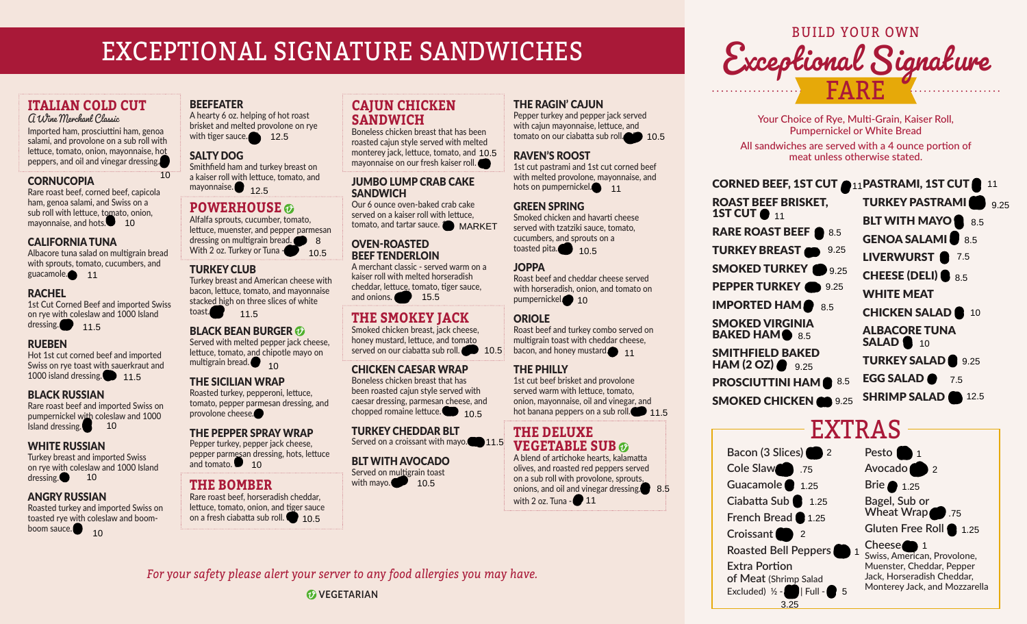// EXCEPTIONAL SIGNATURE SANDWICHES

## ITALIAN COLD CUT

*A Wine Merchant Classic*

Imported ham, prosciuttini ham, genoa salami, and provolone on a sub roll with lettuce, tomato, onion, mayonnaise, hot peppers, and oil and vinegar dressing. 10

### CORNUCOPIA

Rare roast beef, corned beef, capicola ham, genoa salami, and Swiss on a sub roll with lettuce, tomato, onion, mayonnaise, and hots. 10

### CALIFORNIA TUNA

Albacore tuna salad on multigrain bread with sprouts, tomato, cucumbers, and guacamole. 11

### RACHEL

1st Cut Corned Beef and imported Swiss on rye with coleslaw and 1000 Island dressing. 11.5

### RUEBEN

Hot 1st cut corned beef and imported Swiss on rye toast with sauerkraut and 1000 island dressing. 11.5

### BLACK RUSSIAN

Rare roast beef and imported Swiss on pumpernickel with coleslaw and 1000 Island dressing. 10

### WHITE RUSSIAN

Turkey breast and imported Swiss on rye with coleslaw and 1000 Island dressing. 10

### ANGRY RUSSIAN

Roasted turkey and imported Swiss on toasted rye with coleslaw and boom-boom sauce. 10

### BEEFEATER

A hearty 6 oz. helping of hot roast brisket and melted provolone on rye with tiger sauce. 12.5

### SALTY DOG

Smithfield ham and turkey breast on a kaiser roll with lettuce, tomato, and mayonnaise. 12.5

## POWERHOUSE (Vegetarian)

Alfalfa sprouts, cucumber, tomato, lettuce, muenster, and pepper parmesan dressing on multigrain bread. 8
With 2 oz. Turkey or Tuna - 10.5

### TURKEY CLUB

Turkey breast and American cheese with bacon, lettuce, tomato, and mayonnaise stacked high on three slices of white toast. 11.5

### BLACK BEAN BURGER (Vegetarian)

Served with melted pepper jack cheese, lettuce, tomato, and chipotle mayo on multigrain bread. 10

### THE SICILIAN WRAP

Roasted turkey, pepperoni, lettuce, tomato, pepper parmesan dressing, and provolone cheese.

### THE PEPPER SPRAY WRAP

Pepper turkey, pepper jack cheese, pepper parmesan dressing, hots, lettuce and tomato. 10

## THE BOMBER

Rare roast beef, horseradish cheddar, lettuce, tomato, onion, and tiger sauce on a fresh ciabatta sub roll. 10.5

## CAJUN CHICKEN SANDWICH

Boneless chicken breast that has been roasted cajun style served with melted monterey jack, lettuce, tomato, and mayonnaise on our fresh kaiser roll. 10.5

### JUMBO LUMP CRAB CAKE SANDWICH

Our 6 ounce oven-baked crab cake served on a kaiser roll with lettuce, tomato, and tartar sauce. MARKET

### OVEN-ROASTED BEEF TENDERLOIN

A merchant classic - served warm on a kaiser roll with melted horseradish cheddar, lettuce, tomato, tiger sauce, and onions. 15.5

## THE SMOKEY JACK

Smoked chicken breast, jack cheese, honey mustard, lettuce, and tomato served on our ciabatta sub roll. 10.5

### CHICKEN CAESAR WRAP

Boneless chicken breast that has been roasted cajun style served with caesar dressing, parmesan cheese, and chopped romaine lettuce. 10.5

### TURKEY CHEDDAR BLT

Served on a croissant with mayo. 11.5

### BLT WITH AVOCADO

Served on multigrain toast with mayo. 10.5

### THE RAGIN' CAJUN

Pepper turkey and pepper jack served with cajun mayonnaise, lettuce, and tomato on our ciabatta sub roll. 10.5

### RAVEN'S ROOST

1st cut pastrami and 1st cut corned beef with melted provolone, mayonnaise, and hots on pumpernickel. 11

### GREEN SPRING

Smoked chicken and havarti cheese served with tzatziki sauce, tomato, cucumbers, and sprouts on a toasted pita. 10.5

### JOPPA

Roast beef and cheddar cheese served with horseradish, onion, and tomato on pumpernickel. 10

### ORIOLE

Roast beef and turkey combo served on multigrain toast with cheddar cheese, bacon, and honey mustard. 11

### THE PHILLY

1st cut beef brisket and provolone served warm with lettuce, tomato, onion, mayonnaise, oil and vinegar, and hot banana peppers on a sub roll. 11.5

## THE DELUXE VEGETABLE SUB (Vegetarian)

A blend of artichoke hearts, kalamatta olives, and roasted red peppers served on a sub roll with provolone, sprouts, onions, and oil and vinegar dressing. 8.5
with 2 oz. Tuna - 11

*For your safety please alert your server to any food allergies you may have.*

(Vegetarian symbol) VEGETARIAN

# BUILD YOUR OWN *Exceptional Signature* FARE

Your Choice of Rye, Multi-Grain, Kaiser Roll, Pumpernickel or White Bread

All sandwiches are served with a 4 ounce portion of meat unless otherwise stated.

| | | | |
|---|---|---|---|
| CORNED BEEF, 1ST CUT | 11 | PASTRAMI, 1ST CUT | 11 |
| ROAST BEEF BRISKET, 1ST CUT | 11 | TURKEY PASTRAMI | 9.25 |
| RARE ROAST BEEF | 8.5 | BLT WITH MAYO | 8.5 |
| TURKEY BREAST | 9.25 | GENOA SALAMI | 8.5 |
| SMOKED TURKEY | 9.25 | LIVERWURST | 7.5 |
| PEPPER TURKEY | 9.25 | CHEESE (DELI) | 8.5 |
| IMPORTED HAM | 8.5 | WHITE MEAT CHICKEN SALAD | 10 |
| SMOKED VIRGINIA BAKED HAM | 8.5 | ALBACORE TUNA SALAD | 10 |
| SMITHFIELD BAKED HAM (2 OZ) | 9.25 | TURKEY SALAD | 9.25 |
| PROSCIUTTINI HAM | 8.5 | EGG SALAD | 7.5 |
| SMOKED CHICKEN | 9.25 | SHRIMP SALAD | 12.5 |

## EXTRAS

| | | | |
|---|---|---|---|
| Bacon (3 Slices) | 2 | Pesto | 1 |
| Cole Slaw | .75 | Avocado | 2 |
| Guacamole | 1.25 | Brie | 1.25 |
| Ciabatta Sub | 1.25 | Bagel, Sub or Wheat Wrap | .75 |
| French Bread | 1.25 | Gluten Free Roll | 1.25 |
| Croissant | 2 | Cheese (Swiss, American, Provolone, Muenster, Cheddar, Pepper Jack, Horseradish Cheddar, Monterey Jack, and Mozzarella) | 1 |
| Roasted Bell Peppers | 1 | | |
| Extra Portion of Meat (Shrimp Salad Excluded) | ½ - 3.25 \| Full - 5 | | |